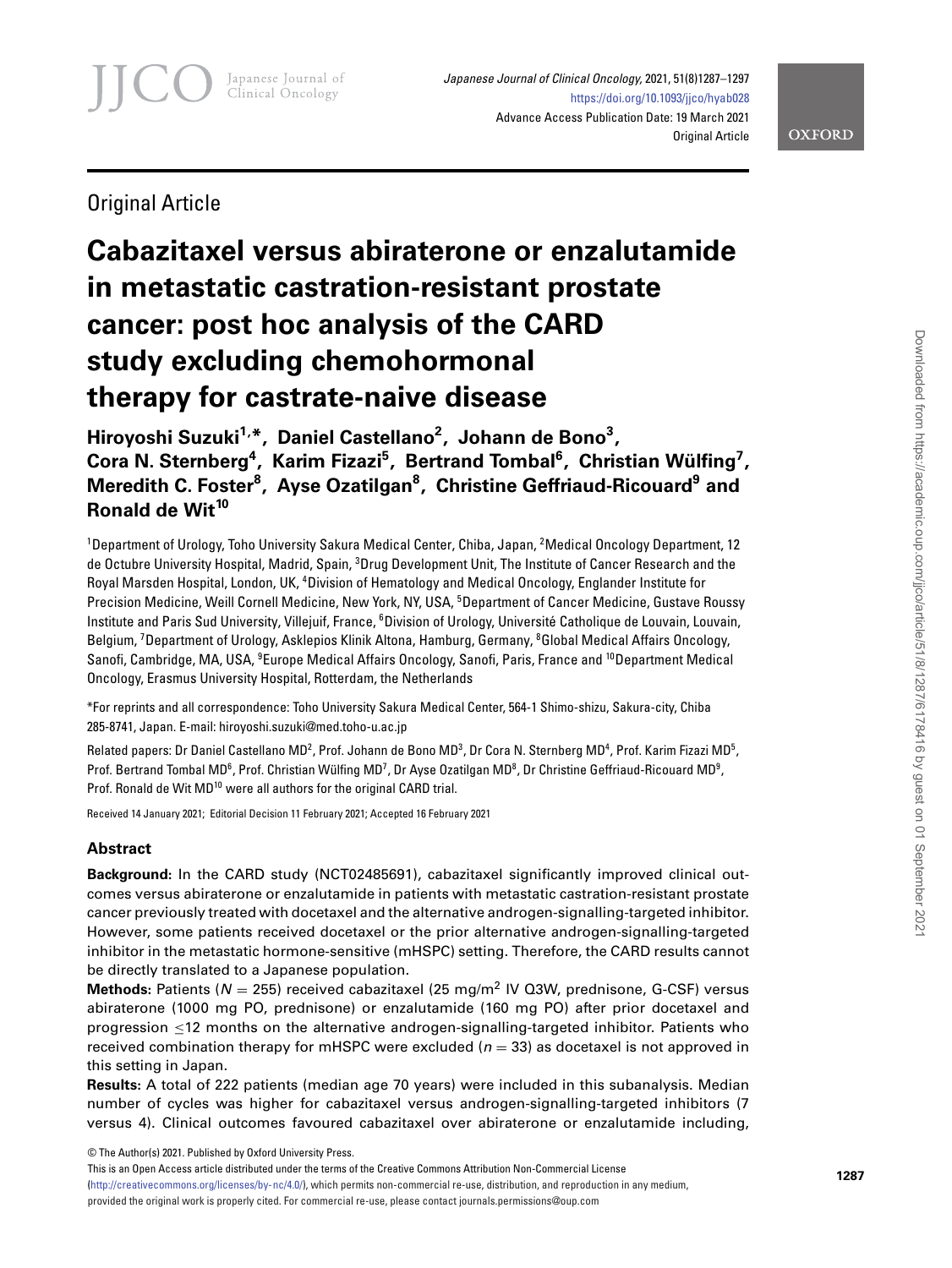Original Article

# Cabazitaxel versus abiraterone or enzalutamide in metastatic castration-resistant prostate cancer: post hoc analysis of the CARD study excluding chemohormonal therapy for castrate-naive disease

**Hiroyoshi Suzuki[1,*], Daniel Castellano[2], Johann de Bono[3], Cora N. Sternberg[4], Karim Fizazi[5], Bertrand Tombal[6], Christian Wülfing[7], Meredith C. Foster[8], Ayse Ozatilgan[8], Christine Geffriaud-Ricouard[9] and Ronald de Wit[10]**

[1]Department of Urology, Toho University Sakura Medical Center, Chiba, Japan, [2]Medical Oncology Department, 12 de Octubre University Hospital, Madrid, Spain, [3]Drug Development Unit, The Institute of Cancer Research and the Royal Marsden Hospital, London, UK, [4]Division of Hematology and Medical Oncology, Englander Institute for Precision Medicine, Weill Cornell Medicine, New York, NY, USA, [5]Department of Cancer Medicine, Gustave Roussy Institute and Paris Sud University, Villejuif, France, [6]Division of Urology, Université Catholique de Louvain, Louvain, Belgium, [7]Department of Urology, Asklepios Klinik Altona, Hamburg, Germany, [8]Global Medical Affairs Oncology, Sanofi, Cambridge, MA, USA, [9]Europe Medical Affairs Oncology, Sanofi, Paris, France and [10]Department Medical Oncology, Erasmus University Hospital, Rotterdam, the Netherlands

*For reprints and all correspondence: Toho University Sakura Medical Center, 564-1 Shimo-shizu, Sakura-city, Chiba 285-8741, Japan. E-mail: hiroyoshi.suzuki@med.toho-u.ac.jp

Related papers: Dr Daniel Castellano MD[2], Prof. Johann de Bono MD[3], Dr Cora N. Sternberg MD[4], Prof. Karim Fizazi MD[5], Prof. Bertrand Tombal MD[6], Prof. Christian Wülfing MD[7], Dr Ayse Ozatilgan MD[8], Dr Christine Geffriaud-Ricouard MD[9], Prof. Ronald de Wit MD[10] were all authors for the original CARD trial.

Received 14 January 2021; Editorial Decision 11 February 2021; Accepted 16 February 2021

## Abstract

**Background:** In the CARD study (NCT02485691), cabazitaxel significantly improved clinical outcomes versus abiraterone or enzalutamide in patients with metastatic castration-resistant prostate cancer previously treated with docetaxel and the alternative androgen-signalling-targeted inhibitor. However, some patients received docetaxel or the prior alternative androgen-signalling-targeted inhibitor in the metastatic hormone-sensitive (mHSPC) setting. Therefore, the CARD results cannot be directly translated to a Japanese population.

**Methods:** Patients ($N = 255$) received cabazitaxel (25 mg/m$^2$ IV Q3W, prednisone, G-CSF) versus abiraterone (1000 mg PO, prednisone) or enzalutamide (160 mg PO) after prior docetaxel and progression ≤12 months on the alternative androgen-signalling-targeted inhibitor. Patients who received combination therapy for mHSPC were excluded ($n = 33$) as docetaxel is not approved in this setting in Japan.

**Results:** A total of 222 patients (median age 70 years) were included in this subanalysis. Median number of cycles was higher for cabazitaxel versus androgen-signalling-targeted inhibitors (7 versus 4). Clinical outcomes favoured cabazitaxel over abiraterone or enzalutamide including,

© The Author(s) 2021. Published by Oxford University Press.
This is an Open Access article distributed under the terms of the Creative Commons Attribution Non-Commercial License (http://creativecommons.org/licenses/by-nc/4.0/), which permits non-commercial re-use, distribution, and reproduction in any medium, provided the original work is properly cited. For commercial re-use, please contact journals.permissions@oup.com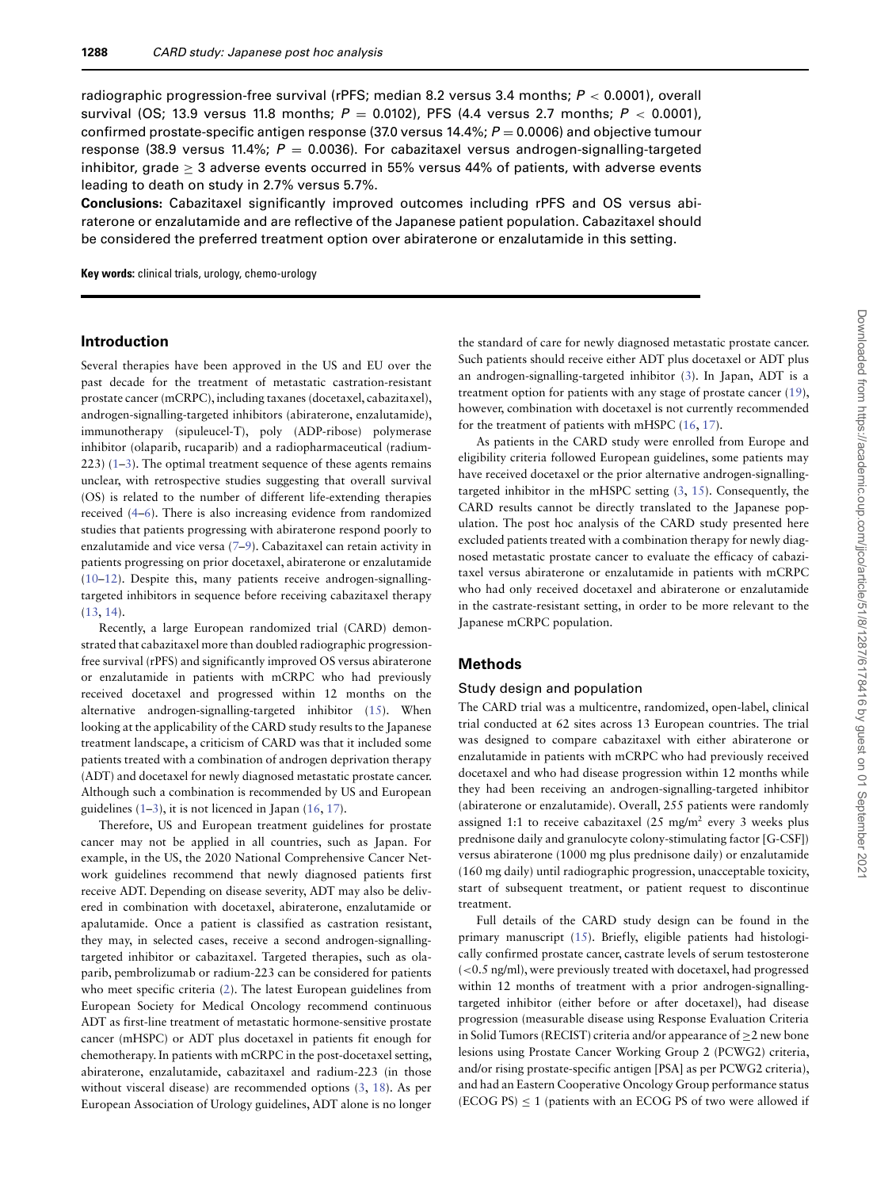radiographic progression-free survival (rPFS; median 8.2 versus 3.4 months; $P < 0.0001$), overall survival (OS; 13.9 versus 11.8 months; $P = 0.0102$), PFS (4.4 versus 2.7 months; $P < 0.0001$), confirmed prostate-specific antigen response (37.0 versus 14.4%; $P = 0.0006$) and objective tumour response (38.9 versus 11.4%; $P = 0.0036$). For cabazitaxel versus androgen-signalling-targeted inhibitor, grade $\geq$ 3 adverse events occurred in 55% versus 44% of patients, with adverse events leading to death on study in 2.7% versus 5.7%.

**Conclusions:** Cabazitaxel significantly improved outcomes including rPFS and OS versus abiraterone or enzalutamide and are reflective of the Japanese patient population. Cabazitaxel should be considered the preferred treatment option over abiraterone or enzalutamide in this setting.

**Key words:** clinical trials, urology, chemo-urology

## Introduction

Several therapies have been approved in the US and EU over the past decade for the treatment of metastatic castration-resistant prostate cancer (mCRPC), including taxanes (docetaxel, cabazitaxel), androgen-signalling-targeted inhibitors (abiraterone, enzalutamide), immunotherapy (sipuleucel-T), poly (ADP-ribose) polymerase inhibitor (olaparib, rucaparib) and a radiopharmaceutical (radium-223) (1–3). The optimal treatment sequence of these agents remains unclear, with retrospective studies suggesting that overall survival (OS) is related to the number of different life-extending therapies received (4–6). There is also increasing evidence from randomized studies that patients progressing with abiraterone respond poorly to enzalutamide and vice versa (7–9). Cabazitaxel can retain activity in patients progressing on prior docetaxel, abiraterone or enzalutamide (10–12). Despite this, many patients receive androgen-signalling-targeted inhibitors in sequence before receiving cabazitaxel therapy (13, 14).

Recently, a large European randomized trial (CARD) demonstrated that cabazitaxel more than doubled radiographic progression-free survival (rPFS) and significantly improved OS versus abiraterone or enzalutamide in patients with mCRPC who had previously received docetaxel and progressed within 12 months on the alternative androgen-signalling-targeted inhibitor (15). When looking at the applicability of the CARD study results to the Japanese treatment landscape, a criticism of CARD was that it included some patients treated with a combination of androgen deprivation therapy (ADT) and docetaxel for newly diagnosed metastatic prostate cancer. Although such a combination is recommended by US and European guidelines (1–3), it is not licenced in Japan (16, 17).

Therefore, US and European treatment guidelines for prostate cancer may not be applied in all countries, such as Japan. For example, in the US, the 2020 National Comprehensive Cancer Network guidelines recommend that newly diagnosed patients first receive ADT. Depending on disease severity, ADT may also be delivered in combination with docetaxel, abiraterone, enzalutamide or apalutamide. Once a patient is classified as castration resistant, they may, in selected cases, receive a second androgen-signalling-targeted inhibitor or cabazitaxel. Targeted therapies, such as olaparib, pembrolizumab or radium-223 can be considered for patients who meet specific criteria (2). The latest European guidelines from European Society for Medical Oncology recommend continuous ADT as first-line treatment of metastatic hormone-sensitive prostate cancer (mHSPC) or ADT plus docetaxel in patients fit enough for chemotherapy. In patients with mCRPC in the post-docetaxel setting, abiraterone, enzalutamide, cabazitaxel and radium-223 (in those without visceral disease) are recommended options (3, 18). As per European Association of Urology guidelines, ADT alone is no longer the standard of care for newly diagnosed metastatic prostate cancer. Such patients should receive either ADT plus docetaxel or ADT plus an androgen-signalling-targeted inhibitor (3). In Japan, ADT is a treatment option for patients with any stage of prostate cancer (19), however, combination with docetaxel is not currently recommended for the treatment of patients with mHSPC (16, 17).

As patients in the CARD study were enrolled from Europe and eligibility criteria followed European guidelines, some patients may have received docetaxel or the prior alternative androgen-signalling-targeted inhibitor in the mHSPC setting (3, 15). Consequently, the CARD results cannot be directly translated to the Japanese population. The post hoc analysis of the CARD study presented here excluded patients treated with a combination therapy for newly diagnosed metastatic prostate cancer to evaluate the efficacy of cabazitaxel versus abiraterone or enzalutamide in patients with mCRPC who had only received docetaxel and abiraterone or enzalutamide in the castrate-resistant setting, in order to be more relevant to the Japanese mCRPC population.

## Methods

### Study design and population

The CARD trial was a multicentre, randomized, open-label, clinical trial conducted at 62 sites across 13 European countries. The trial was designed to compare cabazitaxel with either abiraterone or enzalutamide in patients with mCRPC who had previously received docetaxel and who had disease progression within 12 months while they had been receiving an androgen-signalling-targeted inhibitor (abiraterone or enzalutamide). Overall, 255 patients were randomly assigned 1:1 to receive cabazitaxel (25 mg/m$^2$ every 3 weeks plus prednisone daily and granulocyte colony-stimulating factor [G-CSF]) versus abiraterone (1000 mg plus prednisone daily) or enzalutamide (160 mg daily) until radiographic progression, unacceptable toxicity, start of subsequent treatment, or patient request to discontinue treatment.

Full details of the CARD study design can be found in the primary manuscript (15). Briefly, eligible patients had histologically confirmed prostate cancer, castrate levels of serum testosterone (<0.5 ng/ml), were previously treated with docetaxel, had progressed within 12 months of treatment with a prior androgen-signalling-targeted inhibitor (either before or after docetaxel), had disease progression (measurable disease using Response Evaluation Criteria in Solid Tumors (RECIST) criteria and/or appearance of $\geq$2 new bone lesions using Prostate Cancer Working Group 2 (PCWG2) criteria, and/or rising prostate-specific antigen [PSA] as per PCWG2 criteria), and had an Eastern Cooperative Oncology Group performance status (ECOG PS) $\leq$ 1 (patients with an ECOG PS of two were allowed if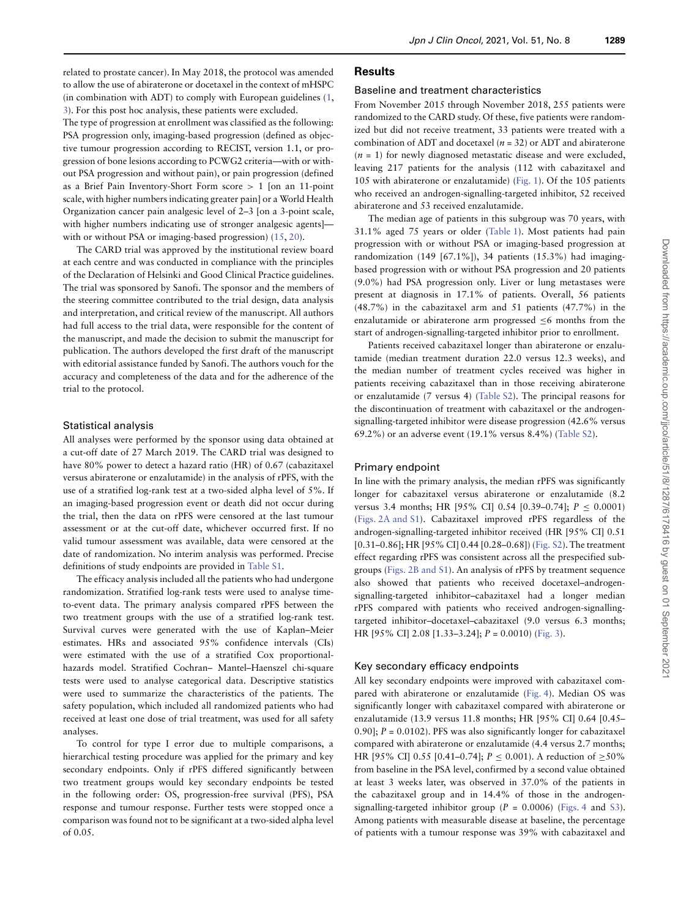related to prostate cancer). In May 2018, the protocol was amended to allow the use of abiraterone or docetaxel in the context of mHSPC (in combination with ADT) to comply with European guidelines (1, 3). For this post hoc analysis, these patients were excluded.

The type of progression at enrollment was classified as the following: PSA progression only, imaging-based progression (defined as objective tumour progression according to RECIST, version 1.1, or progression of bone lesions according to PCWG2 criteria—with or without PSA progression and without pain), or pain progression (defined as a Brief Pain Inventory-Short Form score $> 1$ [on an 11-point scale, with higher numbers indicating greater pain] or a World Health Organization cancer pain analgesic level of 2–3 [on a 3-point scale, with higher numbers indicating use of stronger analgesic agents]—with or without PSA or imaging-based progression) (15, 20).

The CARD trial was approved by the institutional review board at each centre and was conducted in compliance with the principles of the Declaration of Helsinki and Good Clinical Practice guidelines. The trial was sponsored by Sanofi. The sponsor and the members of the steering committee contributed to the trial design, data analysis and interpretation, and critical review of the manuscript. All authors had full access to the trial data, were responsible for the content of the manuscript, and made the decision to submit the manuscript for publication. The authors developed the first draft of the manuscript with editorial assistance funded by Sanofi. The authors vouch for the accuracy and completeness of the data and for the adherence of the trial to the protocol.

### Statistical analysis

All analyses were performed by the sponsor using data obtained at a cut-off date of 27 March 2019. The CARD trial was designed to have 80% power to detect a hazard ratio (HR) of 0.67 (cabazitaxel versus abiraterone or enzalutamide) in the analysis of rPFS, with the use of a stratified log-rank test at a two-sided alpha level of 5%. If an imaging-based progression event or death did not occur during the trial, then the data on rPFS were censored at the last tumour assessment or at the cut-off date, whichever occurred first. If no valid tumour assessment was available, data were censored at the date of randomization. No interim analysis was performed. Precise definitions of study endpoints are provided in Table S1.

The efficacy analysis included all the patients who had undergone randomization. Stratified log-rank tests were used to analyse time-to-event data. The primary analysis compared rPFS between the two treatment groups with the use of a stratified log-rank test. Survival curves were generated with the use of Kaplan–Meier estimates. HRs and associated 95% confidence intervals (CIs) were estimated with the use of a stratified Cox proportional-hazards model. Stratified Cochran– Mantel–Haenszel chi-square tests were used to analyse categorical data. Descriptive statistics were used to summarize the characteristics of the patients. The safety population, which included all randomized patients who had received at least one dose of trial treatment, was used for all safety analyses.

To control for type I error due to multiple comparisons, a hierarchical testing procedure was applied for the primary and key secondary endpoints. Only if rPFS differed significantly between two treatment groups would key secondary endpoints be tested in the following order: OS, progression-free survival (PFS), PSA response and tumour response. Further tests were stopped once a comparison was found not to be significant at a two-sided alpha level of 0.05.

## Results

### Baseline and treatment characteristics

From November 2015 through November 2018, 255 patients were randomized to the CARD study. Of these, five patients were randomized but did not receive treatment, 33 patients were treated with a combination of ADT and docetaxel ($n = 32$) or ADT and abiraterone ($n = 1$) for newly diagnosed metastatic disease and were excluded, leaving 217 patients for the analysis (112 with cabazitaxel and 105 with abiraterone or enzalutamide) (Fig. 1). Of the 105 patients who received an androgen-signalling-targeted inhibitor, 52 received abiraterone and 53 received enzalutamide.

The median age of patients in this subgroup was 70 years, with 31.1% aged 75 years or older (Table 1). Most patients had pain progression with or without PSA or imaging-based progression at randomization (149 [67.1%]), 34 patients (15.3%) had imaging-based progression with or without PSA progression and 20 patients (9.0%) had PSA progression only. Liver or lung metastases were present at diagnosis in 17.1% of patients. Overall, 56 patients (48.7%) in the cabazitaxel arm and 51 patients (47.7%) in the enzalutamide or abiraterone arm progressed $\leq$6 months from the start of androgen-signalling-targeted inhibitor prior to enrollment.

Patients received cabazitaxel longer than abiraterone or enzalutamide (median treatment duration 22.0 versus 12.3 weeks), and the median number of treatment cycles received was higher in patients receiving cabazitaxel than in those receiving abiraterone or enzalutamide (7 versus 4) (Table S2). The principal reasons for the discontinuation of treatment with cabazitaxel or the androgen-signalling-targeted inhibitor were disease progression (42.6% versus 69.2%) or an adverse event (19.1% versus 8.4%) (Table S2).

### Primary endpoint

In line with the primary analysis, the median rPFS was significantly longer for cabazitaxel versus abiraterone or enzalutamide (8.2 versus 3.4 months; HR [95% CI] 0.54 [0.39–0.74]; $P \leq 0.0001$) (Figs. 2A and S1). Cabazitaxel improved rPFS regardless of the androgen-signalling-targeted inhibitor received (HR [95% CI] 0.51 [0.31–0.86]; HR [95% CI] 0.44 [0.28–0.68]) (Fig. S2). The treatment effect regarding rPFS was consistent across all the prespecified subgroups (Figs. 2B and S1). An analysis of rPFS by treatment sequence also showed that patients who received docetaxel–androgen-signalling-targeted inhibitor–cabazitaxel had a longer median rPFS compared with patients who received androgen-signalling-targeted inhibitor–docetaxel–cabazitaxel (9.0 versus 6.3 months; HR [95% CI] 2.08 [1.33–3.24]; $P = 0.0010$) (Fig. 3).

### Key secondary efficacy endpoints

All key secondary endpoints were improved with cabazitaxel compared with abiraterone or enzalutamide (Fig. 4). Median OS was significantly longer with cabazitaxel compared with abiraterone or enzalutamide (13.9 versus 11.8 months; HR [95% CI] 0.64 [0.45–0.90]; $P = 0.0102$). PFS was also significantly longer for cabazitaxel compared with abiraterone or enzalutamide (4.4 versus 2.7 months; HR [95% CI] 0.55 [0.41–0.74]; $P \leq 0.001$). A reduction of $\geq$50% from baseline in the PSA level, confirmed by a second value obtained at least 3 weeks later, was observed in 37.0% of the patients in the cabazitaxel group and in 14.4% of those in the androgen-signalling-targeted inhibitor group ($P = 0.0006$) (Figs. 4 and S3). Among patients with measurable disease at baseline, the percentage of patients with a tumour response was 39% with cabazitaxel and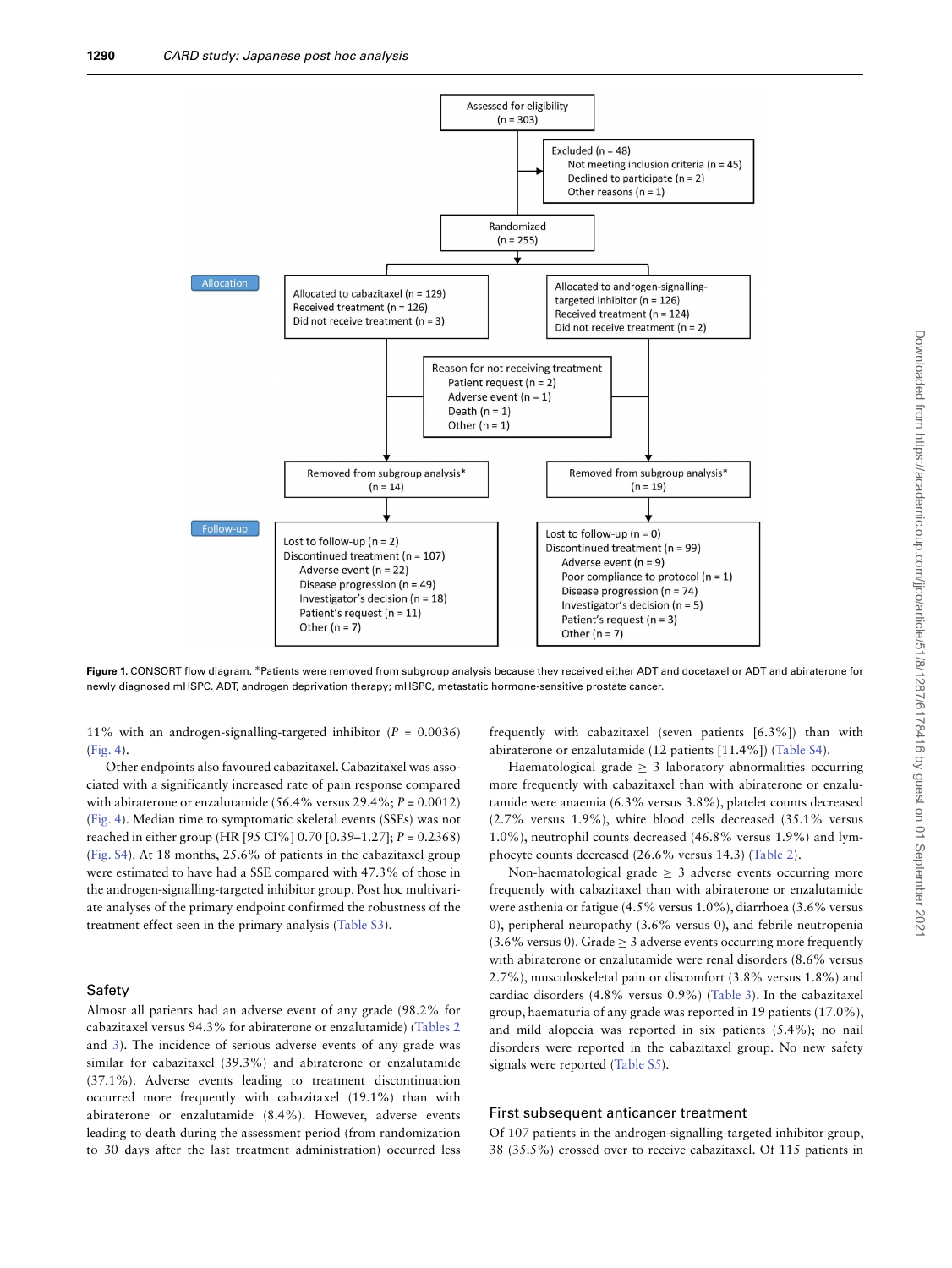Assessed for eligibility
(n = 303)

Excluded (n = 48)
Not meeting inclusion criteria (n = 45)
Declined to participate (n = 2)
Other reasons (n = 1)

Randomized
(n = 255)

Allocation

Allocated to cabazitaxel (n = 129)
Received treatment (n = 126)
Did not receive treatment (n = 3)

Allocated to androgen-signalling-targeted inhibitor (n = 126)
Received treatment (n = 124)
Did not receive treatment (n = 2)

Reason for not receiving treatment
Patient request (n = 2)
Adverse event (n = 1)
Death (n = 1)
Other (n = 1)

Removed from subgroup analysis* (n = 14)

Removed from subgroup analysis* (n = 19)

Follow-up

Lost to follow-up (n = 2)
Discontinued treatment (n = 107)
Adverse event (n = 22)
Disease progression (n = 49)
Investigator's decision (n = 18)
Patient's request (n = 11)
Other (n = 7)

Lost to follow-up (n = 0)
Discontinued treatment (n = 99)
Adverse event (n = 9)
Poor compliance to protocol (n = 1)
Disease progression (n = 74)
Investigator's decision (n = 5)
Patient's request (n = 3)
Other (n = 7)

**Figure 1.** CONSORT flow diagram. *Patients were removed from subgroup analysis because they received either ADT and docetaxel or ADT and abiraterone for newly diagnosed mHSPC. ADT, androgen deprivation therapy; mHSPC, metastatic hormone-sensitive prostate cancer.

11% with an androgen-signalling-targeted inhibitor ($P = 0.0036$) (Fig. 4).

Other endpoints also favoured cabazitaxel. Cabazitaxel was associated with a significantly increased rate of pain response compared with abiraterone or enzalutamide (56.4% versus 29.4%; $P = 0.0012$) (Fig. 4). Median time to symptomatic skeletal events (SSEs) was not reached in either group (HR [95 CI%] 0.70 [0.39–1.27]; $P = 0.2368$) (Fig. S4). At 18 months, 25.6% of patients in the cabazitaxel group were estimated to have had a SSE compared with 47.3% of those in the androgen-signalling-targeted inhibitor group. Post hoc multivariate analyses of the primary endpoint confirmed the robustness of the treatment effect seen in the primary analysis (Table S3).

## Safety

Almost all patients had an adverse event of any grade (98.2% for cabazitaxel versus 94.3% for abiraterone or enzalutamide) (Tables 2 and 3). The incidence of serious adverse events of any grade was similar for cabazitaxel (39.3%) and abiraterone or enzalutamide (37.1%). Adverse events leading to treatment discontinuation occurred more frequently with cabazitaxel (19.1%) than with abiraterone or enzalutamide (8.4%). However, adverse events leading to death during the assessment period (from randomization to 30 days after the last treatment administration) occurred less frequently with cabazitaxel (seven patients [6.3%]) than with abiraterone or enzalutamide (12 patients [11.4%]) (Table S4).

Haematological grade ≥ 3 laboratory abnormalities occurring more frequently with cabazitaxel than with abiraterone or enzalutamide were anaemia (6.3% versus 3.8%), platelet counts decreased (2.7% versus 1.9%), white blood cells decreased (35.1% versus 1.0%), neutrophil counts decreased (46.8% versus 1.9%) and lymphocyte counts decreased (26.6% versus 14.3) (Table 2).

Non-haematological grade ≥ 3 adverse events occurring more frequently with cabazitaxel than with abiraterone or enzalutamide were asthenia or fatigue (4.5% versus 1.0%), diarrhoea (3.6% versus 0), peripheral neuropathy (3.6% versus 0), and febrile neutropenia (3.6% versus 0). Grade ≥ 3 adverse events occurring more frequently with abiraterone or enzalutamide were renal disorders (8.6% versus 2.7%), musculoskeletal pain or discomfort (3.8% versus 1.8%) and cardiac disorders (4.8% versus 0.9%) (Table 3). In the cabazitaxel group, haematuria of any grade was reported in 19 patients (17.0%), and mild alopecia was reported in six patients (5.4%); no nail disorders were reported in the cabazitaxel group. No new safety signals were reported (Table S5).

## First subsequent anticancer treatment

Of 107 patients in the androgen-signalling-targeted inhibitor group, 38 (35.5%) crossed over to receive cabazitaxel. Of 115 patients in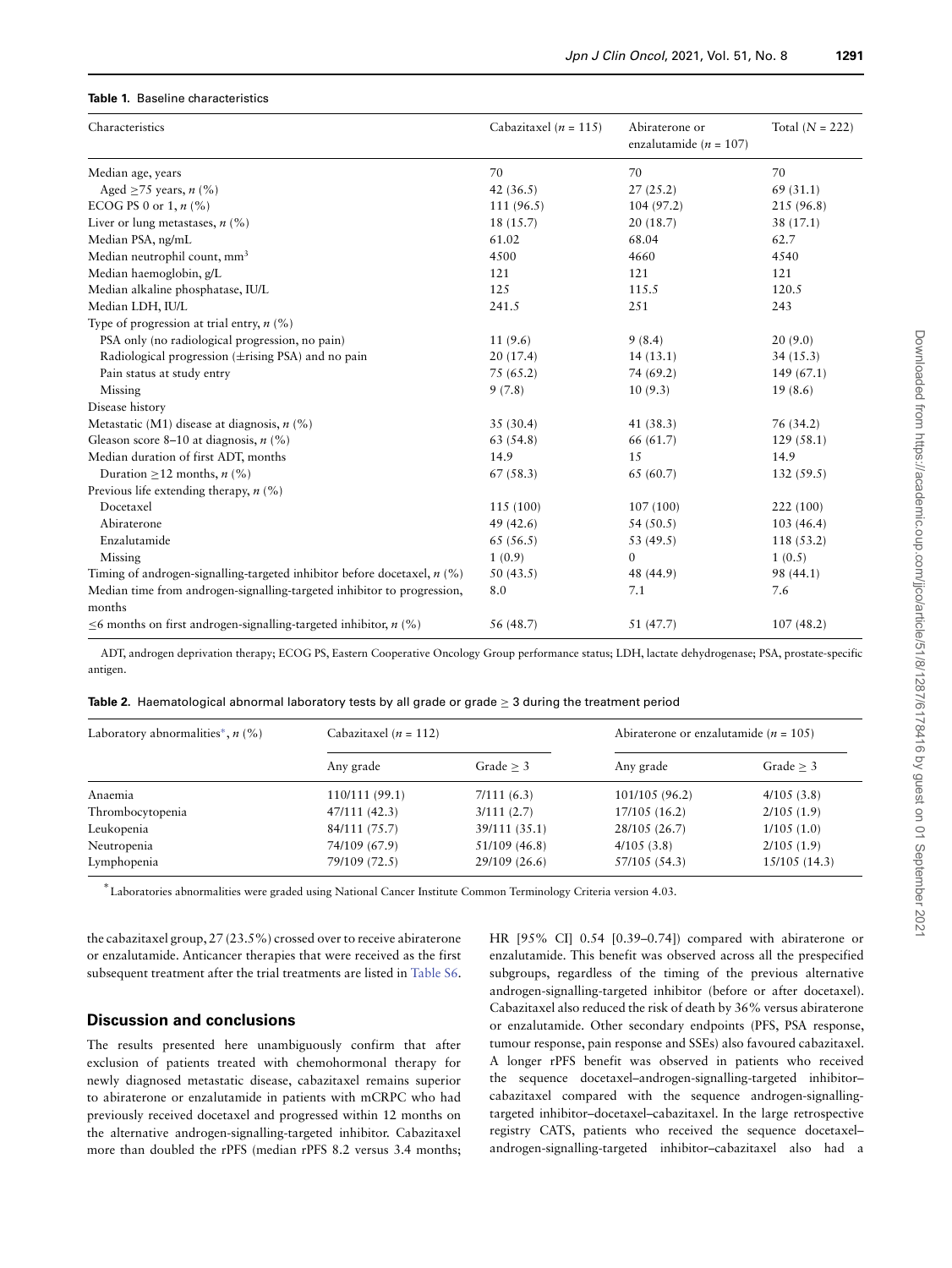**Table 1.** Baseline characteristics

| Characteristics | Cabazitaxel (*n* = 115) | Abiraterone or enzalutamide (*n* = 107) | Total (*N* = 222) |
|---|---|---|---|
| Median age, years | 70 | 70 | 70 |
| Aged ≥75 years, *n* (%) | 42 (36.5) | 27 (25.2) | 69 (31.1) |
| ECOG PS 0 or 1, *n* (%) | 111 (96.5) | 104 (97.2) | 215 (96.8) |
| Liver or lung metastases, *n* (%) | 18 (15.7) | 20 (18.7) | 38 (17.1) |
| Median PSA, ng/mL | 61.02 | 68.04 | 62.7 |
| Median neutrophil count, $mm^3$ | 4500 | 4660 | 4540 |
| Median haemoglobin, g/L | 121 | 121 | 121 |
| Median alkaline phosphatase, IU/L | 125 | 115.5 | 120.5 |
| Median LDH, IU/L | 241.5 | 251 | 243 |
| Type of progression at trial entry, *n* (%) | | | |
| PSA only (no radiological progression, no pain) | 11 (9.6) | 9 (8.4) | 20 (9.0) |
| Radiological progression (±rising PSA) and no pain | 20 (17.4) | 14 (13.1) | 34 (15.3) |
| Pain status at study entry | 75 (65.2) | 74 (69.2) | 149 (67.1) |
| Missing | 9 (7.8) | 10 (9.3) | 19 (8.6) |
| Disease history | | | |
| Metastatic (M1) disease at diagnosis, *n* (%) | 35 (30.4) | 41 (38.3) | 76 (34.2) |
| Gleason score 8–10 at diagnosis, *n* (%) | 63 (54.8) | 66 (61.7) | 129 (58.1) |
| Median duration of first ADT, months | 14.9 | 15 | 14.9 |
| Duration ≥12 months, *n* (%) | 67 (58.3) | 65 (60.7) | 132 (59.5) |
| Previous life extending therapy, *n* (%) | | | |
| Docetaxel | 115 (100) | 107 (100) | 222 (100) |
| Abiraterone | 49 (42.6) | 54 (50.5) | 103 (46.4) |
| Enzalutamide | 65 (56.5) | 53 (49.5) | 118 (53.2) |
| Missing | 1 (0.9) | 0 | 1 (0.5) |
| Timing of androgen-signalling-targeted inhibitor before docetaxel, *n* (%) | 50 (43.5) | 48 (44.9) | 98 (44.1) |
| Median time from androgen-signalling-targeted inhibitor to progression, months | 8.0 | 7.1 | 7.6 |
| ≤6 months on first androgen-signalling-targeted inhibitor, *n* (%) | 56 (48.7) | 51 (47.7) | 107 (48.2) |

ADT, androgen deprivation therapy; ECOG PS, Eastern Cooperative Oncology Group performance status; LDH, lactate dehydrogenase; PSA, prostate-specific antigen.

**Table 2.** Haematological abnormal laboratory tests by all grade or grade ≥ 3 during the treatment period

| Laboratory abnormalities*, *n* (%) | Cabazitaxel (*n* = 112) | | Abiraterone or enzalutamide (*n* = 105) | |
|---|---|---|---|---|
| | Any grade | Grade ≥ 3 | Any grade | Grade ≥ 3 |
| Anaemia | 110/111 (99.1) | 7/111 (6.3) | 101/105 (96.2) | 4/105 (3.8) |
| Thrombocytopenia | 47/111 (42.3) | 3/111 (2.7) | 17/105 (16.2) | 2/105 (1.9) |
| Leukopenia | 84/111 (75.7) | 39/111 (35.1) | 28/105 (26.7) | 1/105 (1.0) |
| Neutropenia | 74/109 (67.9) | 51/109 (46.8) | 4/105 (3.8) | 2/105 (1.9) |
| Lymphopenia | 79/109 (72.5) | 29/109 (26.6) | 57/105 (54.3) | 15/105 (14.3) |

*Laboratories abnormalities were graded using National Cancer Institute Common Terminology Criteria version 4.03.

the cabazitaxel group, 27 (23.5%) crossed over to receive abiraterone or enzalutamide. Anticancer therapies that were received as the first subsequent treatment after the trial treatments are listed in Table S6.

## Discussion and conclusions

The results presented here unambiguously confirm that after exclusion of patients treated with chemohormonal therapy for newly diagnosed metastatic disease, cabazitaxel remains superior to abiraterone or enzalutamide in patients with mCRPC who had previously received docetaxel and progressed within 12 months on the alternative androgen-signalling-targeted inhibitor. Cabazitaxel more than doubled the rPFS (median rPFS 8.2 versus 3.4 months; HR [95% CI] 0.54 [0.39–0.74]) compared with abiraterone or enzalutamide. This benefit was observed across all the prespecified subgroups, regardless of the timing of the previous alternative androgen-signalling-targeted inhibitor (before or after docetaxel). Cabazitaxel also reduced the risk of death by 36% versus abiraterone or enzalutamide. Other secondary endpoints (PFS, PSA response, tumour response, pain response and SSEs) also favoured cabazitaxel. A longer rPFS benefit was observed in patients who received the sequence docetaxel–androgen-signalling-targeted inhibitor–cabazitaxel compared with the sequence androgen-signalling-targeted inhibitor–docetaxel–cabazitaxel. In the large retrospective registry CATS, patients who received the sequence docetaxel–androgen-signalling-targeted inhibitor–cabazitaxel also had a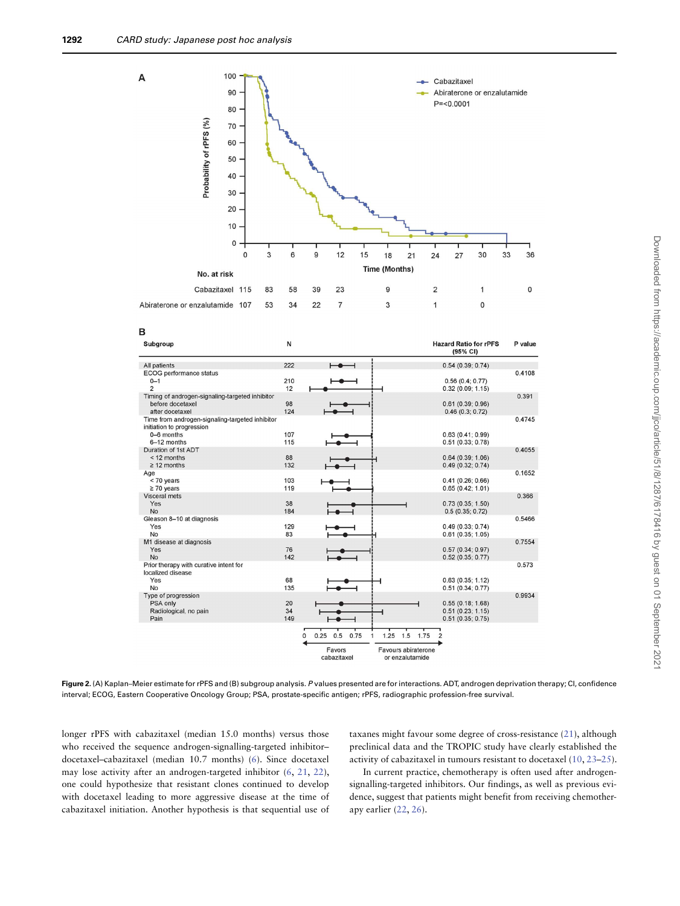**Figure 2.** (A) Kaplan–Meier estimate for rPFS and (B) subgroup analysis. *P* values presented are for interactions. ADT, androgen deprivation therapy; CI, confidence interval; ECOG, Eastern Cooperative Oncology Group; PSA, prostate-specific antigen; rPFS, radiographic profession-free survival.

longer rPFS with cabazitaxel (median 15.0 months) versus those who received the sequence androgen-signalling-targeted inhibitor–docetaxel–cabazitaxel (median 10.7 months) (6). Since docetaxel may lose activity after an androgen-targeted inhibitor (6, 21, 22), one could hypothesize that resistant clones continued to develop with docetaxel leading to more aggressive disease at the time of cabazitaxel initiation. Another hypothesis is that sequential use of taxanes might favour some degree of cross-resistance (21), although preclinical data and the TROPIC study have clearly established the activity of cabazitaxel in tumours resistant to docetaxel (10, 23–25).

In current practice, chemotherapy is often used after androgen-signalling-targeted inhibitors. Our findings, as well as previous evidence, suggest that patients might benefit from receiving chemotherapy earlier (22, 26).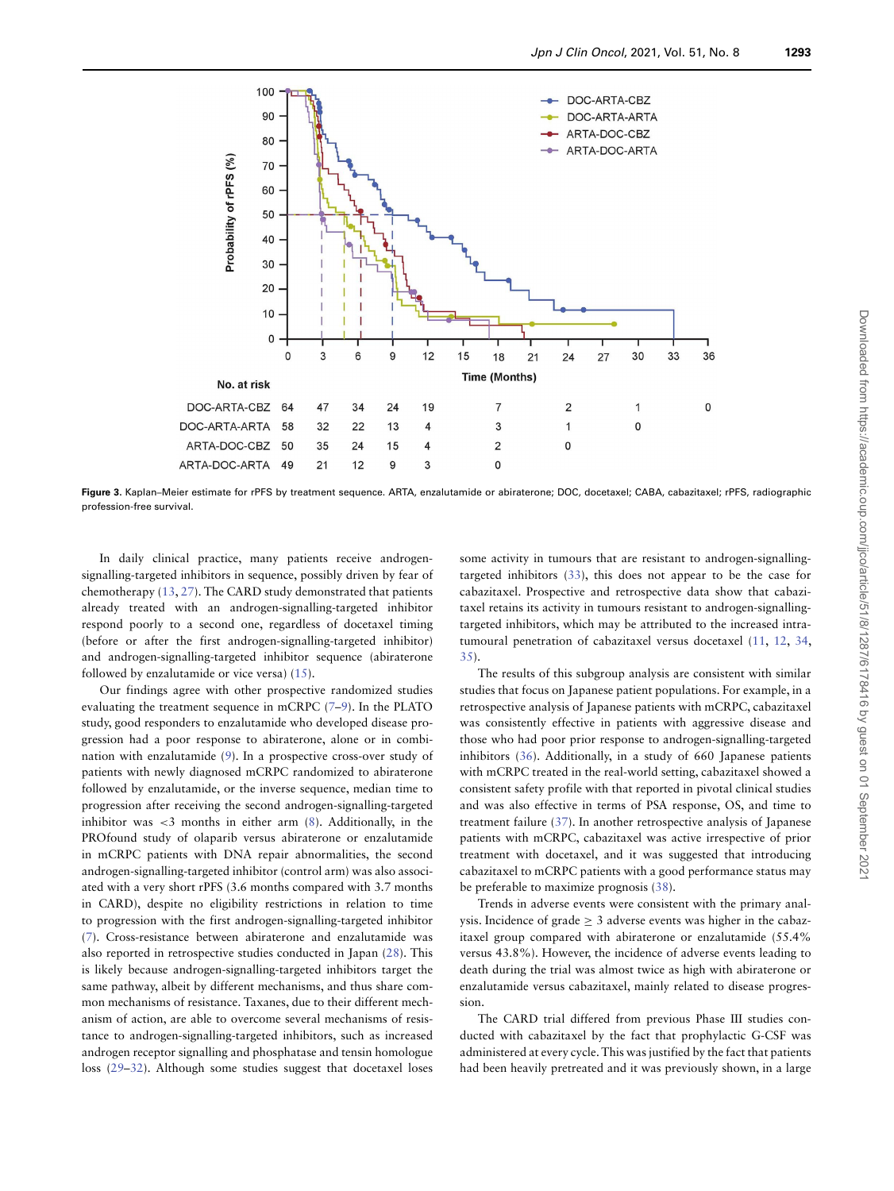**No. at risk**

| | 0 | 3 | 6 | 9 | 12 | 18 | 24 | 30 | 36 |
|---|---|---|---|---|---|---|---|---|---|
| DOC-ARTA-CBZ | 64 | 47 | 34 | 24 | 19 | 7 | 2 | 1 | 0 |
| DOC-ARTA-ARTA | 58 | 32 | 22 | 13 | 4 | 3 | 1 | 0 | |
| ARTA-DOC-CBZ | 50 | 35 | 24 | 15 | 4 | 2 | 0 | | |
| ARTA-DOC-ARTA | 49 | 21 | 12 | 9 | 3 | 0 | | | |

**Figure 3.** Kaplan–Meier estimate for rPFS by treatment sequence. ARTA, enzalutamide or abiraterone; DOC, docetaxel; CABA, cabazitaxel; rPFS, radiographic profession-free survival.

In daily clinical practice, many patients receive androgen-signalling-targeted inhibitors in sequence, possibly driven by fear of chemotherapy (13, 27). The CARD study demonstrated that patients already treated with an androgen-signalling-targeted inhibitor respond poorly to a second one, regardless of docetaxel timing (before or after the first androgen-signalling-targeted inhibitor) and androgen-signalling-targeted inhibitor sequence (abiraterone followed by enzalutamide or vice versa) (15).

Our findings agree with other prospective randomized studies evaluating the treatment sequence in mCRPC (7–9). In the PLATO study, good responders to enzalutamide who developed disease progression had a poor response to abiraterone, alone or in combination with enzalutamide (9). In a prospective cross-over study of patients with newly diagnosed mCRPC randomized to abiraterone followed by enzalutamide, or the inverse sequence, median time to progression after receiving the second androgen-signalling-targeted inhibitor was <3 months in either arm (8). Additionally, in the PROfound study of olaparib versus abiraterone or enzalutamide in mCRPC patients with DNA repair abnormalities, the second androgen-signalling-targeted inhibitor (control arm) was also associated with a very short rPFS (3.6 months compared with 3.7 months in CARD), despite no eligibility restrictions in relation to time to progression with the first androgen-signalling-targeted inhibitor (7). Cross-resistance between abiraterone and enzalutamide was also reported in retrospective studies conducted in Japan (28). This is likely because androgen-signalling-targeted inhibitors target the same pathway, albeit by different mechanisms, and thus share common mechanisms of resistance. Taxanes, due to their different mechanism of action, are able to overcome several mechanisms of resistance to androgen-signalling-targeted inhibitors, such as increased androgen receptor signalling and phosphatase and tensin homologue loss (29–32). Although some studies suggest that docetaxel loses some activity in tumours that are resistant to androgen-signalling-targeted inhibitors (33), this does not appear to be the case for cabazitaxel. Prospective and retrospective data show that cabazitaxel retains its activity in tumours resistant to androgen-signalling-targeted inhibitors, which may be attributed to the increased intratumoural penetration of cabazitaxel versus docetaxel (11, 12, 34, 35).

The results of this subgroup analysis are consistent with similar studies that focus on Japanese patient populations. For example, in a retrospective analysis of Japanese patients with mCRPC, cabazitaxel was consistently effective in patients with aggressive disease and those who had poor prior response to androgen-signalling-targeted inhibitors (36). Additionally, in a study of 660 Japanese patients with mCRPC treated in the real-world setting, cabazitaxel showed a consistent safety profile with that reported in pivotal clinical studies and was also effective in terms of PSA response, OS, and time to treatment failure (37). In another retrospective analysis of Japanese patients with mCRPC, cabazitaxel was active irrespective of prior treatment with docetaxel, and it was suggested that introducing cabazitaxel to mCRPC patients with a good performance status may be preferable to maximize prognosis (38).

Trends in adverse events were consistent with the primary analysis. Incidence of grade $\geq$ 3 adverse events was higher in the cabazitaxel group compared with abiraterone or enzalutamide (55.4% versus 43.8%). However, the incidence of adverse events leading to death during the trial was almost twice as high with abiraterone or enzalutamide versus cabazitaxel, mainly related to disease progression.

The CARD trial differed from previous Phase III studies conducted with cabazitaxel by the fact that prophylactic G-CSF was administered at every cycle. This was justified by the fact that patients had been heavily pretreated and it was previously shown, in a large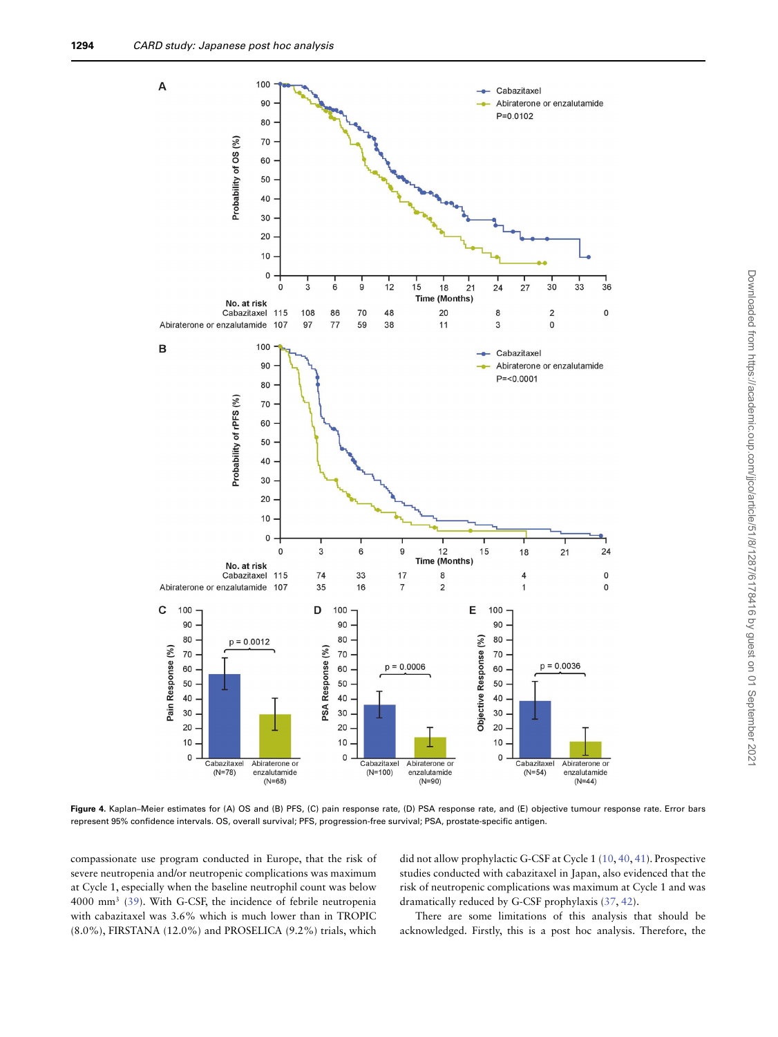**Figure 4.** Kaplan–Meier estimates for (A) OS and (B) PFS, (C) pain response rate, (D) PSA response rate, and (E) objective tumour response rate. Error bars represent 95% confidence intervals. OS, overall survival; PFS, progression-free survival; PSA, prostate-specific antigen.

compassionate use program conducted in Europe, that the risk of severe neutropenia and/or neutropenic complications was maximum at Cycle 1, especially when the baseline neutrophil count was below 4000 mm³ (39). With G-CSF, the incidence of febrile neutropenia with cabazitaxel was 3.6% which is much lower than in TROPIC (8.0%), FIRSTANA (12.0%) and PROSELICA (9.2%) trials, which did not allow prophylactic G-CSF at Cycle 1 (10, 40, 41). Prospective studies conducted with cabazitaxel in Japan, also evidenced that the risk of neutropenic complications was maximum at Cycle 1 and was dramatically reduced by G-CSF prophylaxis (37, 42).

There are some limitations of this analysis that should be acknowledged. Firstly, this is a post hoc analysis. Therefore, the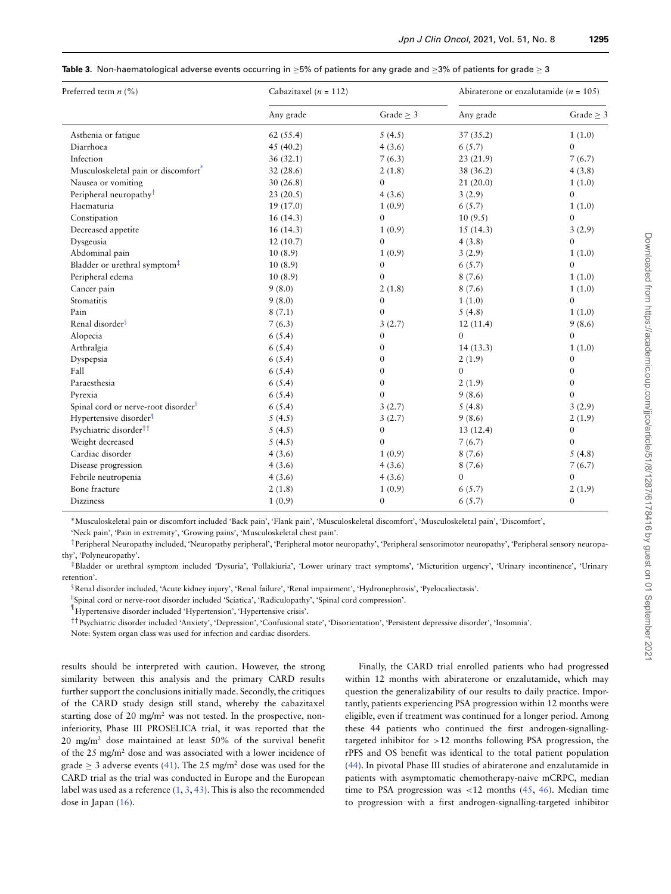**Table 3.** Non-haematological adverse events occurring in ≥5% of patients for any grade and ≥3% of patients for grade ≥ 3

| Preferred term *n* (%) | Cabazitaxel (*n* = 112) | | Abiraterone or enzalutamide (*n* = 105) | |
|---|---|---|---|---|
| | Any grade | Grade ≥ 3 | Any grade | Grade ≥ 3 |
| Asthenia or fatigue | 62 (55.4) | 5 (4.5) | 37 (35.2) | 1 (1.0) |
| Diarrhoea | 45 (40.2) | 4 (3.6) | 6 (5.7) | 0 |
| Infection | 36 (32.1) | 7 (6.3) | 23 (21.9) | 7 (6.7) |
| Musculoskeletal pain or discomfort* | 32 (28.6) | 2 (1.8) | 38 (36.2) | 4 (3.8) |
| Nausea or vomiting | 30 (26.8) | 0 | 21 (20.0) | 1 (1.0) |
| Peripheral neuropathy† | 23 (20.5) | 4 (3.6) | 3 (2.9) | 0 |
| Haematuria | 19 (17.0) | 1 (0.9) | 6 (5.7) | 1 (1.0) |
| Constipation | 16 (14.3) | 0 | 10 (9.5) | 0 |
| Decreased appetite | 16 (14.3) | 1 (0.9) | 15 (14.3) | 3 (2.9) |
| Dysgeusia | 12 (10.7) | 0 | 4 (3.8) | 0 |
| Abdominal pain | 10 (8.9) | 1 (0.9) | 3 (2.9) | 1 (1.0) |
| Bladder or urethral symptom‡ | 10 (8.9) | 0 | 6 (5.7) | 0 |
| Peripheral edema | 10 (8.9) | 0 | 8 (7.6) | 1 (1.0) |
| Cancer pain | 9 (8.0) | 2 (1.8) | 8 (7.6) | 1 (1.0) |
| Stomatitis | 9 (8.0) | 0 | 1 (1.0) | 0 |
| Pain | 8 (7.1) | 0 | 5 (4.8) | 1 (1.0) |
| Renal disorder§ | 7 (6.3) | 3 (2.7) | 12 (11.4) | 9 (8.6) |
| Alopecia | 6 (5.4) | 0 | 0 | 0 |
| Arthralgia | 6 (5.4) | 0 | 14 (13.3) | 1 (1.0) |
| Dyspepsia | 6 (5.4) | 0 | 2 (1.9) | 0 |
| Fall | 6 (5.4) | 0 | 0 | 0 |
| Paraesthesia | 6 (5.4) | 0 | 2 (1.9) | 0 |
| Pyrexia | 6 (5.4) | 0 | 9 (8.6) | 0 |
| Spinal cord or nerve-root disorder‖ | 6 (5.4) | 3 (2.7) | 5 (4.8) | 3 (2.9) |
| Hypertensive disorder¶ | 5 (4.5) | 3 (2.7) | 9 (8.6) | 2 (1.9) |
| Psychiatric disorder†† | 5 (4.5) | 0 | 13 (12.4) | 0 |
| Weight decreased | 5 (4.5) | 0 | 7 (6.7) | 0 |
| Cardiac disorder | 4 (3.6) | 1 (0.9) | 8 (7.6) | 5 (4.8) |
| Disease progression | 4 (3.6) | 4 (3.6) | 8 (7.6) | 7 (6.7) |
| Febrile neutropenia | 4 (3.6) | 4 (3.6) | 0 | 0 |
| Bone fracture | 2 (1.8) | 1 (0.9) | 6 (5.7) | 2 (1.9) |
| Dizziness | 1 (0.9) | 0 | 6 (5.7) | 0 |

*Musculoskeletal pain or discomfort included 'Back pain', 'Flank pain', 'Musculoskeletal discomfort', 'Musculoskeletal pain', 'Discomfort', 'Neck pain', 'Pain in extremity', 'Growing pains', 'Musculoskeletal chest pain'.

†Peripheral Neuropathy included, 'Neuropathy peripheral', 'Peripheral motor neuropathy', 'Peripheral sensorimotor neuropathy', 'Peripheral sensory neuropathy', 'Polyneuropathy'.

‡Bladder or urethral symptom included 'Dysuria', 'Pollakiuria', 'Lower urinary tract symptoms', 'Micturition urgency', 'Urinary incontinence', 'Urinary retention'.

§Renal disorder included, 'Acute kidney injury', 'Renal failure', 'Renal impairment', 'Hydronephrosis', 'Pyelocaliectasis'.

‖Spinal cord or nerve-root disorder included 'Sciatica', 'Radiculopathy', 'Spinal cord compression'.

¶Hypertensive disorder included 'Hypertension', 'Hypertensive crisis'.

††Psychiatric disorder included 'Anxiety', 'Depression', 'Confusional state', 'Disorientation', 'Persistent depressive disorder', 'Insomnia'.

Note: System organ class was used for infection and cardiac disorders.

results should be interpreted with caution. However, the strong similarity between this analysis and the primary CARD results further support the conclusions initially made. Secondly, the critiques of the CARD study design still stand, whereby the cabazitaxel starting dose of 20 mg/m$^2$ was not tested. In the prospective, non-inferiority, Phase III PROSELICA trial, it was reported that the 20 mg/m$^2$ dose maintained at least 50% of the survival benefit of the 25 mg/m$^2$ dose and was associated with a lower incidence of grade ≥ 3 adverse events (41). The 25 mg/m$^2$ dose was used for the CARD trial as the trial was conducted in Europe and the European label was used as a reference (1, 3, 43). This is also the recommended dose in Japan (16).

Finally, the CARD trial enrolled patients who had progressed within 12 months with abiraterone or enzalutamide, which may question the generalizability of our results to daily practice. Importantly, patients experiencing PSA progression within 12 months were eligible, even if treatment was continued for a longer period. Among these 44 patients who continued the first androgen-signalling-targeted inhibitor for >12 months following PSA progression, the rPFS and OS benefit was identical to the total patient population (44). In pivotal Phase III studies of abiraterone and enzalutamide in patients with asymptomatic chemotherapy-naive mCRPC, median time to PSA progression was <12 months (45, 46). Median time to progression with a first androgen-signalling-targeted inhibitor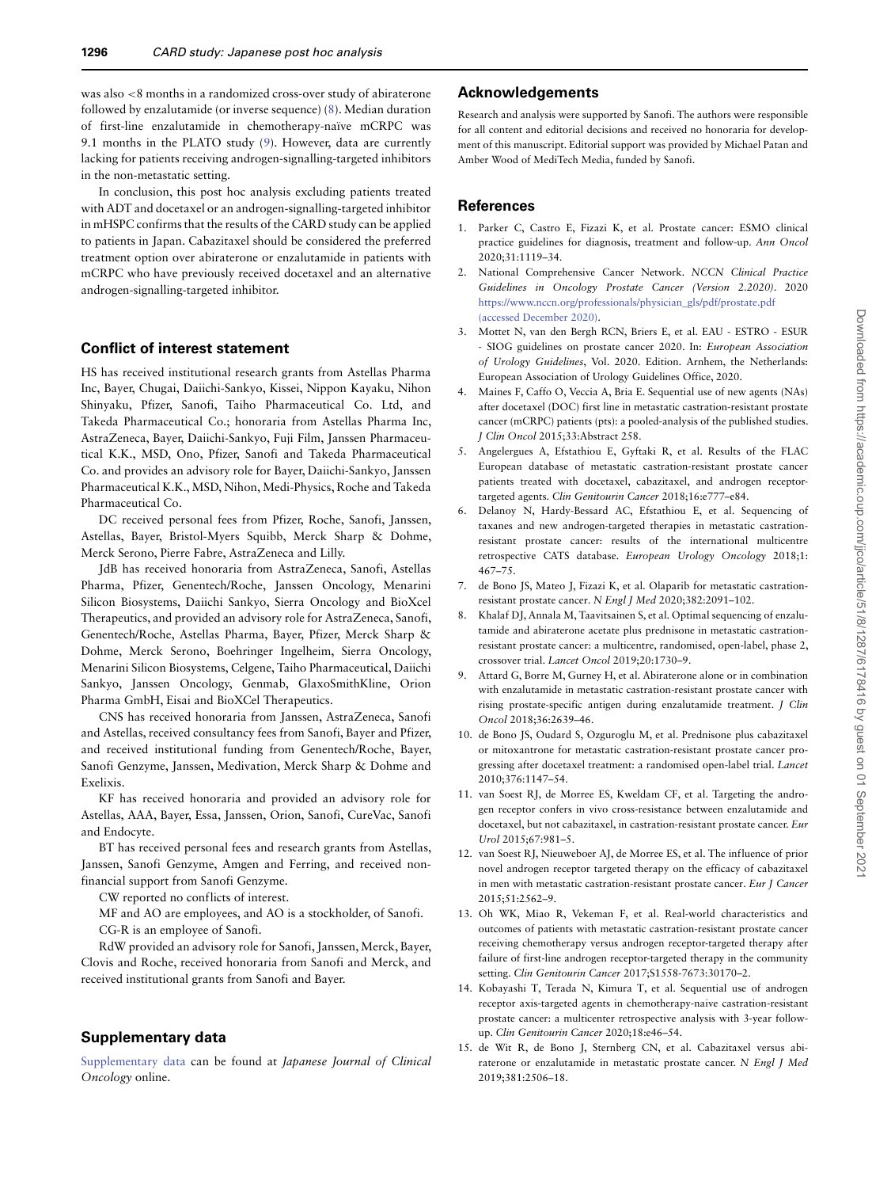was also <8 months in a randomized cross-over study of abiraterone followed by enzalutamide (or inverse sequence) (8). Median duration of first-line enzalutamide in chemotherapy-naïve mCRPC was 9.1 months in the PLATO study (9). However, data are currently lacking for patients receiving androgen-signalling-targeted inhibitors in the non-metastatic setting.

In conclusion, this post hoc analysis excluding patients treated with ADT and docetaxel or an androgen-signalling-targeted inhibitor in mHSPC confirms that the results of the CARD study can be applied to patients in Japan. Cabazitaxel should be considered the preferred treatment option over abiraterone or enzalutamide in patients with mCRPC who have previously received docetaxel and an alternative androgen-signalling-targeted inhibitor.

## Conflict of interest statement

HS has received institutional research grants from Astellas Pharma Inc, Bayer, Chugai, Daiichi-Sankyo, Kissei, Nippon Kayaku, Nihon Shinyaku, Pfizer, Sanofi, Taiho Pharmaceutical Co. Ltd, and Takeda Pharmaceutical Co.; honoraria from Astellas Pharma Inc, AstraZeneca, Bayer, Daiichi-Sankyo, Fuji Film, Janssen Pharmaceutical K.K., MSD, Ono, Pfizer, Sanofi and Takeda Pharmaceutical Co. and provides an advisory role for Bayer, Daiichi-Sankyo, Janssen Pharmaceutical K.K., MSD, Nihon, Medi-Physics, Roche and Takeda Pharmaceutical Co.

DC received personal fees from Pfizer, Roche, Sanofi, Janssen, Astellas, Bayer, Bristol-Myers Squibb, Merck Sharp & Dohme, Merck Serono, Pierre Fabre, AstraZeneca and Lilly.

JdB has received honoraria from AstraZeneca, Sanofi, Astellas Pharma, Pfizer, Genentech/Roche, Janssen Oncology, Menarini Silicon Biosystems, Daiichi Sankyo, Sierra Oncology and BioXcel Therapeutics, and provided an advisory role for AstraZeneca, Sanofi, Genentech/Roche, Astellas Pharma, Bayer, Pfizer, Merck Sharp & Dohme, Merck Serono, Boehringer Ingelheim, Sierra Oncology, Menarini Silicon Biosystems, Celgene, Taiho Pharmaceutical, Daiichi Sankyo, Janssen Oncology, Genmab, GlaxoSmithKline, Orion Pharma GmbH, Eisai and BioXCel Therapeutics.

CNS has received honoraria from Janssen, AstraZeneca, Sanofi and Astellas, received consultancy fees from Sanofi, Bayer and Pfizer, and received institutional funding from Genentech/Roche, Bayer, Sanofi Genzyme, Janssen, Medivation, Merck Sharp & Dohme and Exelixis.

KF has received honoraria and provided an advisory role for Astellas, AAA, Bayer, Essa, Janssen, Orion, Sanofi, CureVac, Sanofi and Endocyte.

BT has received personal fees and research grants from Astellas, Janssen, Sanofi Genzyme, Amgen and Ferring, and received non-financial support from Sanofi Genzyme.

CW reported no conflicts of interest.

MF and AO are employees, and AO is a stockholder, of Sanofi.

CG-R is an employee of Sanofi.

RdW provided an advisory role for Sanofi, Janssen, Merck, Bayer, Clovis and Roche, received honoraria from Sanofi and Merck, and received institutional grants from Sanofi and Bayer.

## Supplementary data

Supplementary data can be found at *Japanese Journal of Clinical Oncology* online.

## Acknowledgements

Research and analysis were supported by Sanofi. The authors were responsible for all content and editorial decisions and received no honoraria for development of this manuscript. Editorial support was provided by Michael Patan and Amber Wood of MediTech Media, funded by Sanofi.

## References

1. Parker C, Castro E, Fizazi K, et al. Prostate cancer: ESMO clinical practice guidelines for diagnosis, treatment and follow-up. *Ann Oncol* 2020;31:1119–34.
2. National Comprehensive Cancer Network. *NCCN Clinical Practice Guidelines in Oncology Prostate Cancer (Version 2.2020)*. 2020 https://www.nccn.org/professionals/physician_gls/pdf/prostate.pdf (accessed December 2020).
3. Mottet N, van den Bergh RCN, Briers E, et al. EAU - ESTRO - ESUR - SIOG guidelines on prostate cancer 2020. In: *European Association of Urology Guidelines*, Vol. 2020. Edition. Arnhem, the Netherlands: European Association of Urology Guidelines Office, 2020.
4. Maines F, Caffo O, Veccia A, Bria E. Sequential use of new agents (NAs) after docetaxel (DOC) first line in metastatic castration-resistant prostate cancer (mCRPC) patients (pts): a pooled-analysis of the published studies. *J Clin Oncol* 2015;33:Abstract 258.
5. Angelergues A, Efstathiou E, Gyftaki R, et al. Results of the FLAC European database of metastatic castration-resistant prostate cancer patients treated with docetaxel, cabazitaxel, and androgen receptor-targeted agents. *Clin Genitourin Cancer* 2018;16:e777–e84.
6. Delanoy N, Hardy-Bessard AC, Efstathiou E, et al. Sequencing of taxanes and new androgen-targeted therapies in metastatic castration-resistant prostate cancer: results of the international multicentre retrospective CATS database. *European Urology Oncology* 2018;1: 467–75.
7. de Bono JS, Mateo J, Fizazi K, et al. Olaparib for metastatic castration-resistant prostate cancer. *N Engl J Med* 2020;382:2091–102.
8. Khalaf DJ, Annala M, Taavitsainen S, et al. Optimal sequencing of enzalutamide and abiraterone acetate plus prednisone in metastatic castration-resistant prostate cancer: a multicentre, randomised, open-label, phase 2, crossover trial. *Lancet Oncol* 2019;20:1730–9.
9. Attard G, Borre M, Gurney H, et al. Abiraterone alone or in combination with enzalutamide in metastatic castration-resistant prostate cancer with rising prostate-specific antigen during enzalutamide treatment. *J Clin Oncol* 2018;36:2639–46.
10. de Bono JS, Oudard S, Ozguroglu M, et al. Prednisone plus cabazitaxel or mitoxantrone for metastatic castration-resistant prostate cancer progressing after docetaxel treatment: a randomised open-label trial. *Lancet* 2010;376:1147–54.
11. van Soest RJ, de Morree ES, Kweldam CF, et al. Targeting the androgen receptor confers in vivo cross-resistance between enzalutamide and docetaxel, but not cabazitaxel, in castration-resistant prostate cancer. *Eur Urol* 2015;67:981–5.
12. van Soest RJ, Nieuweboer AJ, de Morree ES, et al. The influence of prior novel androgen receptor targeted therapy on the efficacy of cabazitaxel in men with metastatic castration-resistant prostate cancer. *Eur J Cancer* 2015;51:2562–9.
13. Oh WK, Miao R, Vekeman F, et al. Real-world characteristics and outcomes of patients with metastatic castration-resistant prostate cancer receiving chemotherapy versus androgen receptor-targeted therapy after failure of first-line androgen receptor-targeted therapy in the community setting. *Clin Genitourin Cancer* 2017;S1558-7673:30170–2.
14. Kobayashi T, Terada N, Kimura T, et al. Sequential use of androgen receptor axis-targeted agents in chemotherapy-naive castration-resistant prostate cancer: a multicenter retrospective analysis with 3-year follow-up. *Clin Genitourin Cancer* 2020;18:e46–54.
15. de Wit R, de Bono J, Sternberg CN, et al. Cabazitaxel versus abiraterone or enzalutamide in metastatic prostate cancer. *N Engl J Med* 2019;381:2506–18.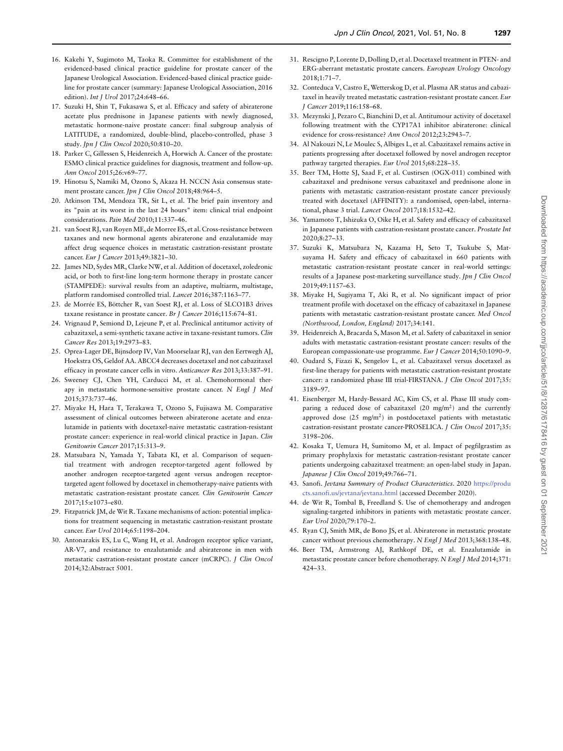16. Kakehi Y, Sugimoto M, Taoka R. Committee for establishment of the evidenced-based clinical practice guideline for prostate cancer of the Japanese Urological Association. Evidenced-based clinical practice guideline for prostate cancer (summary: Japanese Urological Association, 2016 edition). *Int J Urol* 2017;24:648–66.
17. Suzuki H, Shin T, Fukasawa S, et al. Efficacy and safety of abiraterone acetate plus prednisone in Japanese patients with newly diagnosed, metastatic hormone-naive prostate cancer: final subgroup analysis of LATITUDE, a randomized, double-blind, placebo-controlled, phase 3 study. *Jpn J Clin Oncol* 2020;50:810–20.
18. Parker C, Gillessen S, Heidenreich A, Horwich A. Cancer of the prostate: ESMO clinical practice guidelines for diagnosis, treatment and follow-up. *Ann Oncol* 2015;26:v69–77.
19. Hinotsu S, Namiki M, Ozono S, Akaza H. NCCN Asia consensus statement prostate cancer. *Jpn J Clin Oncol* 2018;48:964–5.
20. Atkinson TM, Mendoza TR, Sit L, et al. The brief pain inventory and its "pain at its worst in the last 24 hours" item: clinical trial endpoint considerations. *Pain Med* 2010;11:337–46.
21. van Soest RJ, van Royen ME, de Morree ES, et al. Cross-resistance between taxanes and new hormonal agents abiraterone and enzalutamide may affect drug sequence choices in metastatic castration-resistant prostate cancer. *Eur J Cancer* 2013;49:3821–30.
22. James ND, Sydes MR, Clarke NW, et al. Addition of docetaxel, zoledronic acid, or both to first-line long-term hormone therapy in prostate cancer (STAMPEDE): survival results from an adaptive, multiarm, multistage, platform randomised controlled trial. *Lancet* 2016;387:1163–77.
23. de Morrée ES, Böttcher R, van Soest RJ, et al. Loss of SLCO1B3 drives taxane resistance in prostate cancer. *Br J Cancer* 2016;115:674–81.
24. Vrignaud P, Semiond D, Lejeune P, et al. Preclinical antitumor activity of cabazitaxel, a semi-synthetic taxane active in taxane-resistant tumors. *Clin Cancer Res* 2013;19:2973–83.
25. Oprea-Lager DE, Bijnsdorp IV, Van Moorselaar RJ, van den Eertwegh AJ, Hoekstra OS, Geldof AA. ABCC4 decreases docetaxel and not cabazitaxel efficacy in prostate cancer cells in vitro. *Anticancer Res* 2013;33:387–91.
26. Sweeney CJ, Chen YH, Carducci M, et al. Chemohormonal therapy in metastatic hormone-sensitive prostate cancer. *N Engl J Med* 2015;373:737–46.
27. Miyake H, Hara T, Terakawa T, Ozono S, Fujisawa M. Comparative assessment of clinical outcomes between abiraterone acetate and enzalutamide in patients with docetaxel-naive metastatic castration-resistant prostate cancer: experience in real-world clinical practice in Japan. *Clin Genitourin Cancer* 2017;15:313–9.
28. Matsubara N, Yamada Y, Tabata KI, et al. Comparison of sequential treatment with androgen receptor-targeted agent followed by another androgen receptor-targeted agent versus androgen receptor-targeted agent followed by docetaxel in chemotherapy-naive patients with metastatic castration-resistant prostate cancer. *Clin Genitourin Cancer* 2017;15:e1073–e80.
29. Fitzpatrick JM, de Wit R. Taxane mechanisms of action: potential implications for treatment sequencing in metastatic castration-resistant prostate cancer. *Eur Urol* 2014;65:1198–204.
30. Antonarakis ES, Lu C, Wang H, et al. Androgen receptor splice variant, AR-V7, and resistance to enzalutamide and abiraterone in men with metastatic castration-resistant prostate cancer (mCRPC). *J Clin Oncol* 2014;32:Abstract 5001.
31. Rescigno P, Lorente D, Dolling D, et al. Docetaxel treatment in PTEN- and ERG-aberrant metastatic prostate cancers. *European Urology Oncology* 2018;1:71–7.
32. Conteduca V, Castro E, Wetterskog D, et al. Plasma AR status and cabazitaxel in heavily treated metastatic castration-resistant prostate cancer. *Eur J Cancer* 2019;116:158–68.
33. Mezynski J, Pezaro C, Bianchini D, et al. Antitumour activity of docetaxel following treatment with the CYP17A1 inhibitor abiraterone: clinical evidence for cross-resistance? *Ann Oncol* 2012;23:2943–7.
34. Al Nakouzi N, Le Moulec S, Albiges L, et al. Cabazitaxel remains active in patients progressing after docetaxel followed by novel androgen receptor pathway targeted therapies. *Eur Urol* 2015;68:228–35.
35. Beer TM, Hotte SJ, Saad F, et al. Custirsen (OGX-011) combined with cabazitaxel and prednisone versus cabazitaxel and prednisone alone in patients with metastatic castration-resistant prostate cancer previously treated with docetaxel (AFFINITY): a randomised, open-label, international, phase 3 trial. *Lancet Oncol* 2017;18:1532–42.
36. Yamamoto T, Ishizuka O, Oike H, et al. Safety and efficacy of cabazitaxel in Japanese patients with castration-resistant prostate cancer. *Prostate Int* 2020;8:27–33.
37. Suzuki K, Matsubara N, Kazama H, Seto T, Tsukube S, Matsuyama H. Safety and efficacy of cabazitaxel in 660 patients with metastatic castration-resistant prostate cancer in real-world settings: results of a Japanese post-marketing surveillance study. *Jpn J Clin Oncol* 2019;49:1157–63.
38. Miyake H, Sugiyama T, Aki R, et al. No significant impact of prior treatment profile with docetaxel on the efficacy of cabazitaxel in Japanese patients with metastatic castration-resistant prostate cancer. *Med Oncol (Northwood, London, England)* 2017;34:141.
39. Heidenreich A, Bracarda S, Mason M, et al. Safety of cabazitaxel in senior adults with metastatic castration-resistant prostate cancer: results of the European compassionate-use programme. *Eur J Cancer* 2014;50:1090–9.
40. Oudard S, Fizazi K, Sengelov L, et al. Cabazitaxel versus docetaxel as first-line therapy for patients with metastatic castration-resistant prostate cancer: a randomized phase III trial-FIRSTANA. *J Clin Oncol* 2017;35: 3189–97.
41. Eisenberger M, Hardy-Bessard AC, Kim CS, et al. Phase III study comparing a reduced dose of cabazitaxel (20 mg/m$^2$) and the currently approved dose (25 mg/m$^2$) in postdocetaxel patients with metastatic castration-resistant prostate cancer-PROSELICA. *J Clin Oncol* 2017;35: 3198–206.
42. Kosaka T, Uemura H, Sumitomo M, et al. Impact of pegfilgrastim as primary prophylaxis for metastatic castration-resistant prostate cancer patients undergoing cabazitaxel treatment: an open-label study in Japan. *Japanese J Clin Oncol* 2019;49:766–71.
43. Sanofi. *Jevtana Summary of Product Characteristics*. 2020 https://products.sanofi.us/jevtana/jevtana.html (accessed December 2020).
44. de Wit R, Tombal B, Freedland S. Use of chemotherapy and androgen signaling-targeted inhibitors in patients with metastatic prostate cancer. *Eur Urol* 2020;79:170–2.
45. Ryan CJ, Smith MR, de Bono JS, et al. Abiraterone in metastatic prostate cancer without previous chemotherapy. *N Engl J Med* 2013;368:138–48.
46. Beer TM, Armstrong AJ, Rathkopf DE, et al. Enzalutamide in metastatic prostate cancer before chemotherapy. *N Engl J Med* 2014;371: 424–33.